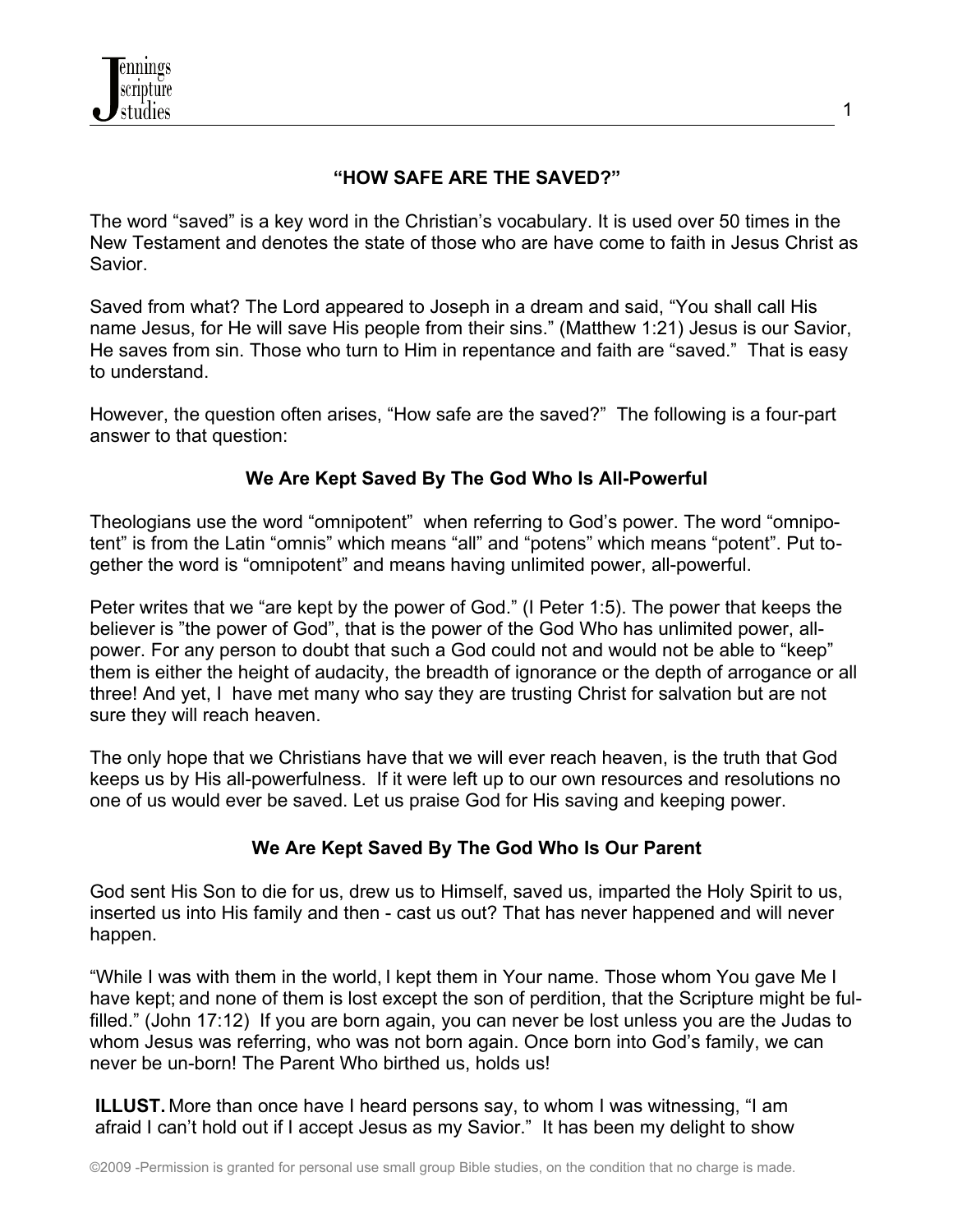# "HOW SAFE ARE THE SAVED?"

The word "saved" is a key word in the Christian's vocabulary. It is used over 50 times in the New Testament and denotes the state of those who are have come to faith in Jesus Christ as Savior.

Saved from what? The Lord appeared to Joseph in a dream and said, "You shall call His name Jesus, for He will save His people from their sins." (Matthew 1:21) Jesus is our Savior, He saves from sin. Those who turn to Him in repentance and faith are "saved." That is easy to understand.

However, the question often arises, "How safe are the saved?" The following is a four-part answer to that question:

## We Are Kept Saved By The God Who Is All-Powerful

Theologians use the word "omnipotent" when referring to God's power. The word "omnipotent" is from the Latin "omnis" which means "all" and "potens" which means "potent". Put together the word is "omnipotent" and means having unlimited power, all-powerful.

Peter writes that we "are kept by the power of God." (I Peter 1:5). The power that keeps the believer is "the power of God", that is the power of the God Who has unlimited power, all-power. For any person to doubt that such a God could not and would not be able to "keep" them is either the height of audacity, the breadth of ignorance or the depth of arrogance or all three! And yet, I have met many who say they are trusting Christ for salvation but are not sure they will reach heaven.

The only hope that we Christians have that we will ever reach heaven, is the truth that God keeps us by His all-powerfulness. If it were left up to our own resources and resolutions no one of us would ever be saved. Let us praise God for His saving and keeping power.

## We Are Kept Saved By The God Who Is Our Parent

God sent His Son to die for us, drew us to Himself, saved us, imparted the Holy Spirit to us, inserted us into His family and then - cast us out? That has never happened and will never happen.

"While I was with them in the world, I kept them in Your name. Those whom You gave Me I have kept; and none of them is lost except the son of perdition, that the Scripture might be fulfilled." (John 17:12) If you are born again, you can never be lost unless you are the Judas to whom Jesus was referring, who was not born again. Once born into God's family, we can never be un-born! The Parent Who birthed us, holds us!

**ILLUST.** More than once have I heard persons say, to whom I was witnessing, "I am afraid I can't hold out if I accept Jesus as my Savior." It has been my delight to show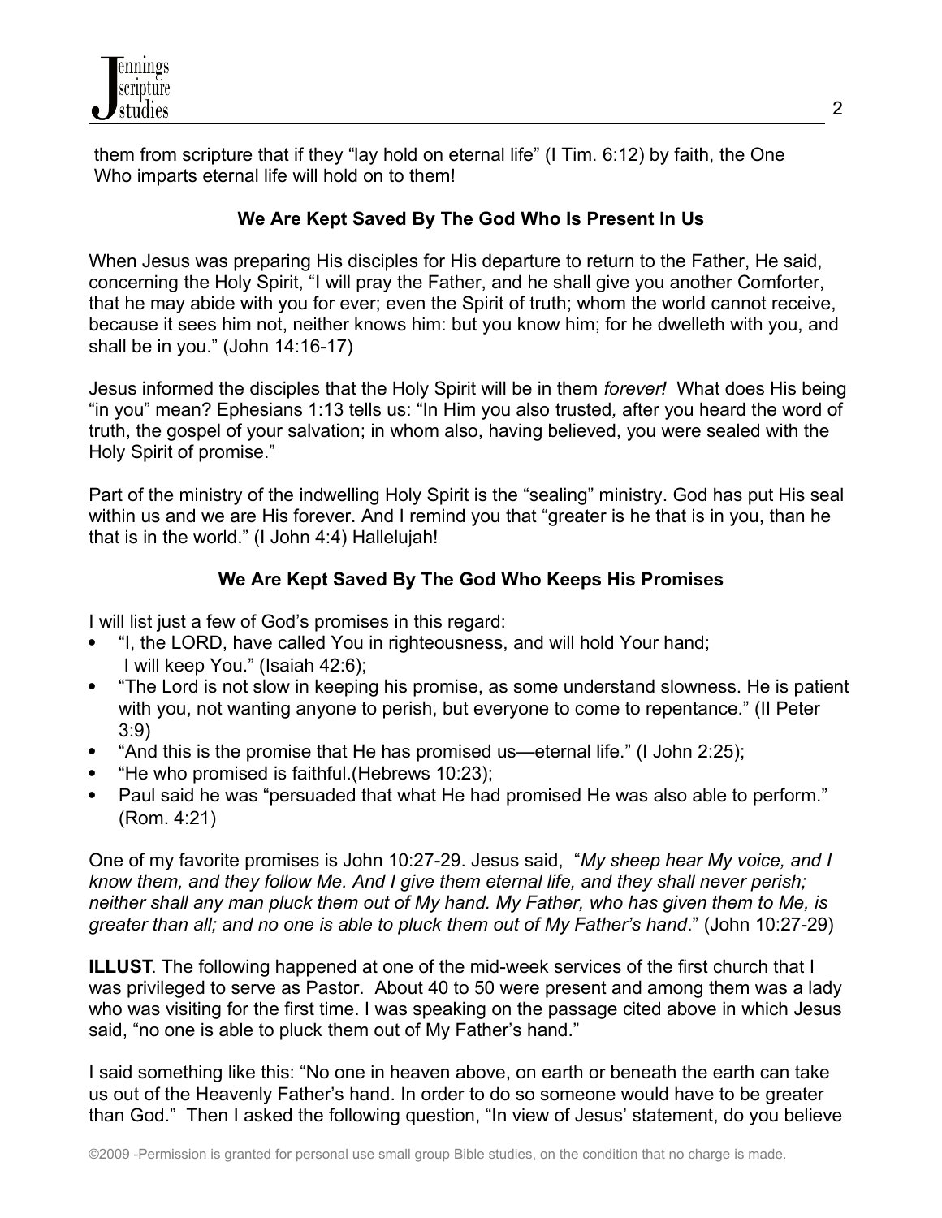them from scripture that if they "lay hold on eternal life" (I Tim. 6:12) by faith, the One Who imparts eternal life will hold on to them!

### We Are Kept Saved By The God Who Is Present In Us

When Jesus was preparing His disciples for His departure to return to the Father, He said, concerning the Holy Spirit, "I will pray the Father, and he shall give you another Comforter, that he may abide with you for ever; even the Spirit of truth; whom the world cannot receive, because it sees him not, neither knows him: but you know him; for he dwelleth with you, and shall be in you." (John 14:16-17)

Jesus informed the disciples that the Holy Spirit will be in them *forever!* What does His being "in you" mean? Ephesians 1:13 tells us: "In Him you also trusted*,* after you heard the word of truth, the gospel of your salvation; in whom also, having believed, you were sealed with the Holy Spirit of promise."

Part of the ministry of the indwelling Holy Spirit is the "sealing" ministry. God has put His seal within us and we are His forever. And I remind you that "greater is he that is in you, than he that is in the world." (I John 4:4) Hallelujah!

### We Are Kept Saved By The God Who Keeps His Promises

I will list just a few of God's promises in this regard:

- "I, the LORD, have called You in righteousness, and will hold Your hand; I will keep You." (Isaiah 42:6);
- "The Lord is not slow in keeping his promise, as some understand slowness. He is patient with you, not wanting anyone to perish, but everyone to come to repentance." (II Peter 3:9)
- "And this is the promise that He has promised us—eternal life." (I John 2:25);
- "He who promised is faithful.(Hebrews 10:23);
- Paul said he was "persuaded that what He had promised He was also able to perform." (Rom. 4:21)

One of my favorite promises is John 10:27-29. Jesus said, "*My sheep hear My voice, and I know them, and they follow Me. And I give them eternal life, and they shall never perish; neither shall any man pluck them out of My hand. My Father, who has given them to Me, is greater than all; and no one is able to pluck them out of My Father's hand*." (John 10:27-29)

**ILLUST**. The following happened at one of the mid-week services of the first church that I was privileged to serve as Pastor. About 40 to 50 were present and among them was a lady who was visiting for the first time. I was speaking on the passage cited above in which Jesus said, "no one is able to pluck them out of My Father's hand."

I said something like this: "No one in heaven above, on earth or beneath the earth can take us out of the Heavenly Father's hand. In order to do so someone would have to be greater than God." Then I asked the following question, "In view of Jesus' statement, do you believe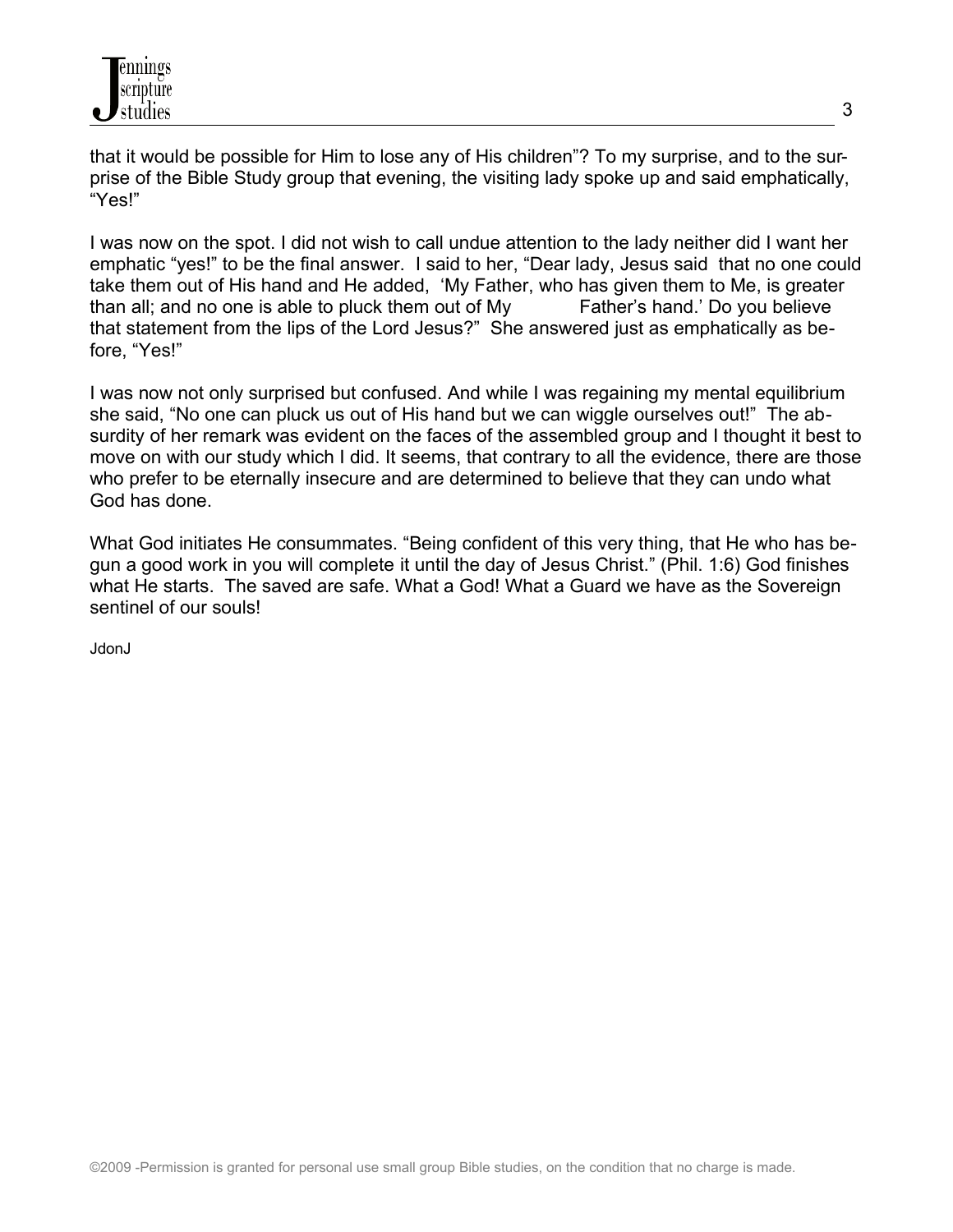that it would be possible for Him to lose any of His children"? To my surprise, and to the surprise of the Bible Study group that evening, the visiting lady spoke up and said emphatically, "Yes!"

I was now on the spot. I did not wish to call undue attention to the lady neither did I want her emphatic "yes!" to be the final answer. I said to her, "Dear lady, Jesus said that no one could take them out of His hand and He added, 'My Father, who has given them to Me, is greater than all; and no one is able to pluck them out of My Father's hand.' Do you believe that statement from the lips of the Lord Jesus?" She answered just as emphatically as before, "Yes!"

I was now not only surprised but confused. And while I was regaining my mental equilibrium she said, "No one can pluck us out of His hand but we can wiggle ourselves out!" The absurdity of her remark was evident on the faces of the assembled group and I thought it best to move on with our study which I did. It seems, that contrary to all the evidence, there are those who prefer to be eternally insecure and are determined to believe that they can undo what God has done.

What God initiates He consummates. "Being confident of this very thing, that He who has begun a good work in you will complete it until the day of Jesus Christ." (Phil. 1:6) God finishes what He starts. The saved are safe. What a God! What a Guard we have as the Sovereign sentinel of our souls!

JdonJ